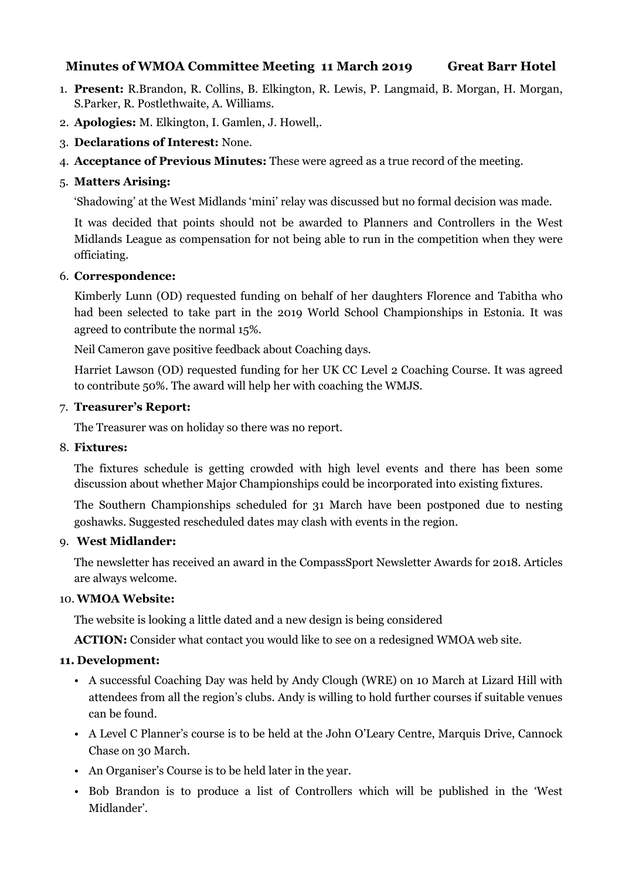# Minutes of WMOA Committee Meeting 11 March 2019 Great Barr Hotel

1. **Present:** R.Brandon, R. Collins, B. Elkington, R. Lewis, P. Langmaid, B. Morgan, H. Morgan, S.Parker, R. Postlethwaite, A. Williams.
2. **Apologies:** M. Elkington, I. Gamlen, J. Howell,.
3. **Declarations of Interest:** None.
4. **Acceptance of Previous Minutes:** These were agreed as a true record of the meeting.
5. **Matters Arising:**

   'Shadowing' at the West Midlands 'mini' relay was discussed but no formal decision was made.

   It was decided that points should not be awarded to Planners and Controllers in the West Midlands League as compensation for not being able to run in the competition when they were officiating.
6. **Correspondence:**

   Kimberly Lunn (OD) requested funding on behalf of her daughters Florence and Tabitha who had been selected to take part in the 2019 World School Championships in Estonia. It was agreed to contribute the normal 15%.

   Neil Cameron gave positive feedback about Coaching days.

   Harriet Lawson (OD) requested funding for her UK CC Level 2 Coaching Course. It was agreed to contribute 50%. The award will help her with coaching the WMJS.
7. **Treasurer's Report:**

   The Treasurer was on holiday so there was no report.
8. **Fixtures:**

   The fixtures schedule is getting crowded with high level events and there has been some discussion about whether Major Championships could be incorporated into existing fixtures.

   The Southern Championships scheduled for 31 March have been postponed due to nesting goshawks. Suggested rescheduled dates may clash with events in the region.
9. **West Midlander:**

   The newsletter has received an award in the CompassSport Newsletter Awards for 2018. Articles are always welcome.
10. **WMOA Website:**

    The website is looking a little dated and a new design is being considered

    **ACTION:** Consider what contact you would like to see on a redesigned WMOA web site.
11. **Development:**
    - A successful Coaching Day was held by Andy Clough (WRE) on 10 March at Lizard Hill with attendees from all the region's clubs. Andy is willing to hold further courses if suitable venues can be found.
    - A Level C Planner's course is to be held at the John O'Leary Centre, Marquis Drive, Cannock Chase on 30 March.
    - An Organiser's Course is to be held later in the year.
    - Bob Brandon is to produce a list of Controllers which will be published in the 'West Midlander'.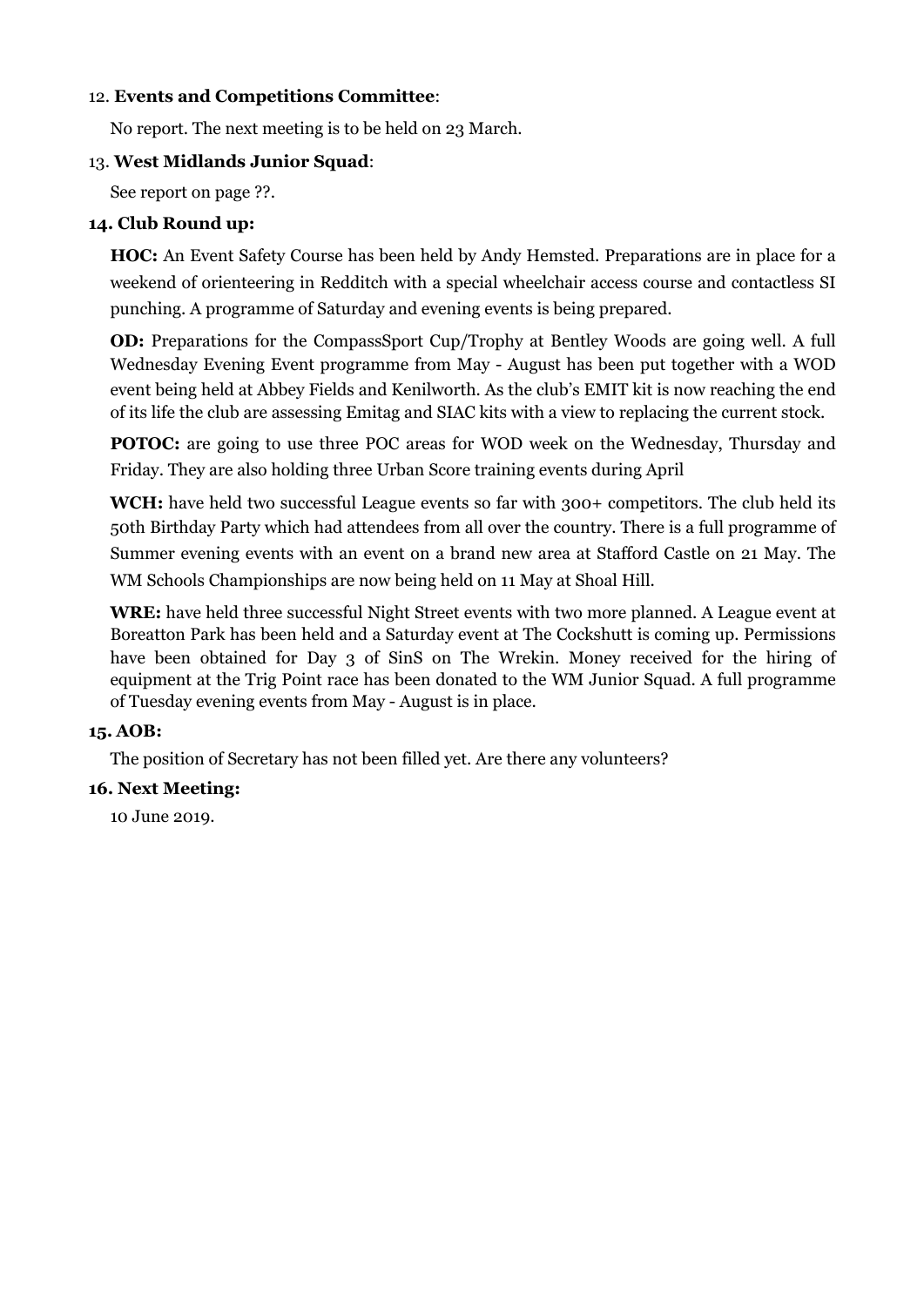12. **Events and Competitions Committee**:

No report. The next meeting is to be held on 23 March.

13. **West Midlands Junior Squad**:

See report on page ??.

**14. Club Round up:**

**HOC:** An Event Safety Course has been held by Andy Hemsted. Preparations are in place for a weekend of orienteering in Redditch with a special wheelchair access course and contactless SI punching. A programme of Saturday and evening events is being prepared.

**OD:** Preparations for the CompassSport Cup/Trophy at Bentley Woods are going well. A full Wednesday Evening Event programme from May - August has been put together with a WOD event being held at Abbey Fields and Kenilworth. As the club's EMIT kit is now reaching the end of its life the club are assessing Emitag and SIAC kits with a view to replacing the current stock.

**POTOC:** are going to use three POC areas for WOD week on the Wednesday, Thursday and Friday. They are also holding three Urban Score training events during April

**WCH:** have held two successful League events so far with 300+ competitors. The club held its 50th Birthday Party which had attendees from all over the country. There is a full programme of Summer evening events with an event on a brand new area at Stafford Castle on 21 May. The WM Schools Championships are now being held on 11 May at Shoal Hill.

**WRE:** have held three successful Night Street events with two more planned. A League event at Boreatton Park has been held and a Saturday event at The Cockshutt is coming up. Permissions have been obtained for Day 3 of SinS on The Wrekin. Money received for the hiring of equipment at the Trig Point race has been donated to the WM Junior Squad. A full programme of Tuesday evening events from May - August is in place.

**15. AOB:**

The position of Secretary has not been filled yet. Are there any volunteers?

**16. Next Meeting:**

10 June 2019.